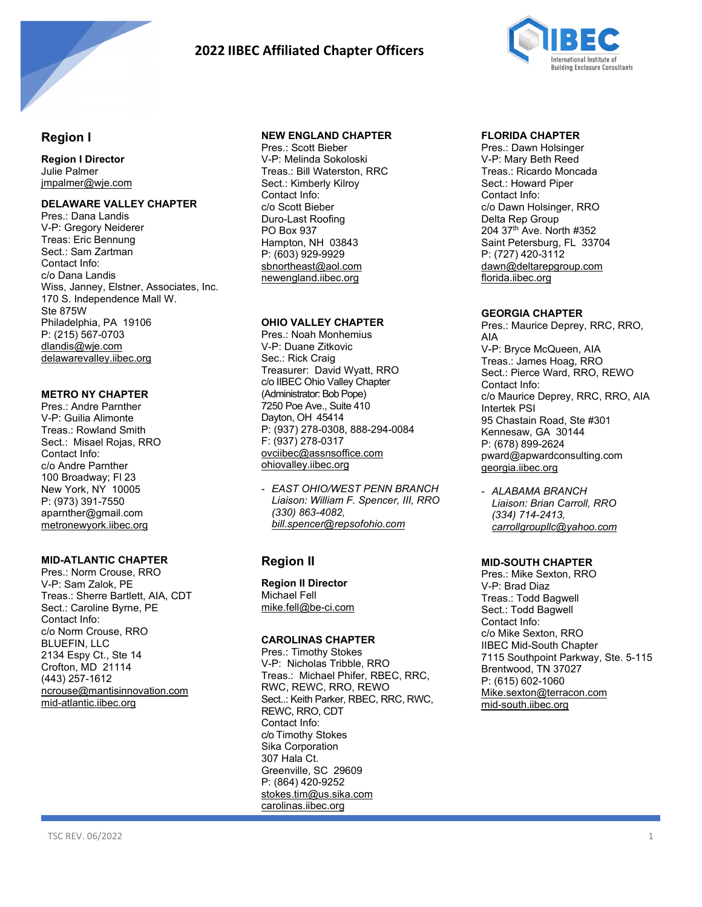# 2022 IIBEC Affiliated Chapter Officers

## Region I

**Region I Director**
Julie Palmer
jmpalmer@wje.com

### DELAWARE VALLEY CHAPTER

Pres.: Dana Landis
V-P: Gregory Neiderer
Treas: Eric Bennung
Sect.: Sam Zartman
Contact Info:
c/o Dana Landis
Wiss, Janney, Elstner, Associates, Inc.
170 S. Independence Mall W.
Ste 875W
Philadelphia, PA 19106
P: (215) 567-0703
dlandis@wje.com
delawarevalley.iibec.org

### METRO NY CHAPTER

Pres.: Andre Parnther
V-P: Guilia Alimonte
Treas.: Rowland Smith
Sect.: Misael Rojas, RRO
Contact Info:
c/o Andre Parnther
100 Broadway; Fl 23
New York, NY 10005
P: (973) 391-7550
aparnther@gmail.com
metronewyork.iibec.org

### MID-ATLANTIC CHAPTER

Pres.: Norm Crouse, RRO
V-P: Sam Zalok, PE
Treas.: Sherre Bartlett, AIA, CDT
Sect.: Caroline Byrne, PE
Contact Info:
c/o Norm Crouse, RRO
BLUEFIN, LLC
2134 Espy Ct., Ste 14
Crofton, MD 21114
(443) 257-1612
ncrouse@mantisinnovation.com
mid-atlantic.iibec.org

### NEW ENGLAND CHAPTER

Pres.: Scott Bieber
V-P: Melinda Sokoloski
Treas.: Bill Waterston, RRC
Sect.: Kimberly Kilroy
Contact Info:
c/o Scott Bieber
Duro-Last Roofing
PO Box 937
Hampton, NH 03843
P: (603) 929-9929
sbnortheast@aol.com
newengland.iibec.org

### OHIO VALLEY CHAPTER

Pres.: Noah Monhemius
V-P: Duane Zitkovic
Sec.: Rick Craig
Treasurer: David Wyatt, RRO
c/o IIBEC Ohio Valley Chapter
(Administrator: Bob Pope)
7250 Poe Ave., Suite 410
Dayton, OH 45414
P: (937) 278-0308, 888-294-0084
F: (937) 278-0317
ovciibec@assnsoffice.com
ohiovalley.iibec.org

- *EAST OHIO/WEST PENN BRANCH*
  *Liaison: William F. Spencer, III, RRO*
  *(330) 863-4082,*
  *bill.spencer@repsofohio.com*

## Region II

**Region II Director**
Michael Fell
mike.fell@be-ci.com

### CAROLINAS CHAPTER

Pres.: Timothy Stokes
V-P: Nicholas Tribble, RRO
Treas.: Michael Phifer, RBEC, RRC, RWC, REWC, RRO, REWO
Sect.: Keith Parker, RBEC, RRC, RWC, REWC, RRO, CDT
Contact Info:
c/o Timothy Stokes
Sika Corporation
307 Hala Ct.
Greenville, SC 29609
P: (864) 420-9252
stokes.tim@us.sika.com
carolinas.iibec.org

### FLORIDA CHAPTER

Pres.: Dawn Holsinger
V-P: Mary Beth Reed
Treas.: Ricardo Moncada
Sect.: Howard Piper
Contact Info:
c/o Dawn Holsinger, RRO
Delta Rep Group
204 37th Ave. North #352
Saint Petersburg, FL 33704
P: (727) 420-3112
dawn@deltarepgroup.com
florida.iibec.org

### GEORGIA CHAPTER

Pres.: Maurice Deprey, RRC, RRO, AIA
V-P: Bryce McQueen, AIA
Treas.: James Hoag, RRO
Sect.: Pierce Ward, RRO, REWO
Contact Info:
c/o Maurice Deprey, RRC, RRO, AIA
Intertek PSI
95 Chastain Road, Ste #301
Kennesaw, GA 30144
P: (678) 899-2624
pward@apwardconsulting.com
georgia.iibec.org

- *ALABAMA BRANCH*
  *Liaison: Brian Carroll, RRO*
  *(334) 714-2413,*
  *carrollgroupllc@yahoo.com*

### MID-SOUTH CHAPTER

Pres.: Mike Sexton, RRO
V-P: Brad Diaz
Treas.: Todd Bagwell
Sect.: Todd Bagwell
Contact Info:
c/o Mike Sexton, RRO
IIBEC Mid-South Chapter
7115 Southpoint Parkway, Ste. 5-115
Brentwood, TN 37027
P: (615) 602-1060
Mike.sexton@terracon.com
mid-south.iibec.org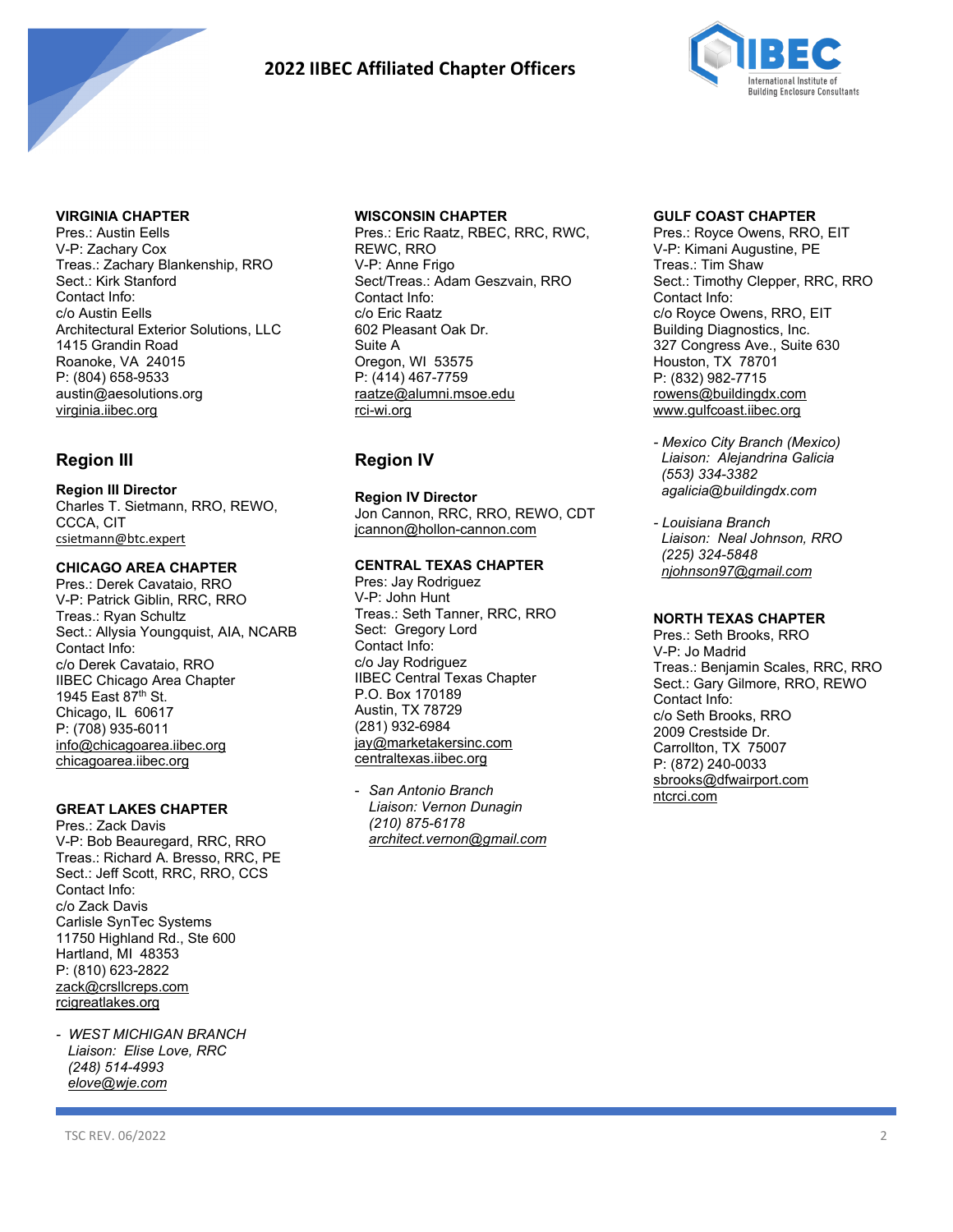# 2022 IIBEC Affiliated Chapter Officers

**VIRGINIA CHAPTER**
Pres.: Austin Eells
V-P: Zachary Cox
Treas.: Zachary Blankenship, RRO
Sect.: Kirk Stanford
Contact Info:
c/o Austin Eells
Architectural Exterior Solutions, LLC
1415 Grandin Road
Roanoke, VA 24015
P: (804) 658-9533
austin@aesolutions.org
virginia.iibec.org

## Region III

**Region III Director**
Charles T. Sietmann, RRO, REWO, CCCA, CIT
csietmann@btc.expert

**CHICAGO AREA CHAPTER**
Pres.: Derek Cavataio, RRO
V-P: Patrick Giblin, RRC, RRO
Treas.: Ryan Schultz
Sect.: Allysia Youngquist, AIA, NCARB
Contact Info:
c/o Derek Cavataio, RRO
IIBEC Chicago Area Chapter
1945 East 87th St.
Chicago, IL 60617
P: (708) 935-6011
info@chicagoarea.iibec.org
chicagoarea.iibec.org

**GREAT LAKES CHAPTER**
Pres.: Zack Davis
V-P: Bob Beauregard, RRC, RRO
Treas.: Richard A. Bresso, RRC, PE
Sect.: Jeff Scott, RRC, RRO, CCS
Contact Info:
c/o Zack Davis
Carlisle SynTec Systems
11750 Highland Rd., Ste 600
Hartland, MI 48353
P: (810) 623-2822
zack@crsllcreps.com
rcigreatlakes.org

- *WEST MICHIGAN BRANCH*
  *Liaison: Elise Love, RRC*
  *(248) 514-4993*
  *elove@wje.com*

**WISCONSIN CHAPTER**
Pres.: Eric Raatz, RBEC, RRC, RWC, REWC, RRO
V-P: Anne Frigo
Sect/Treas.: Adam Geszvain, RRO
Contact Info:
c/o Eric Raatz
602 Pleasant Oak Dr.
Suite A
Oregon, WI 53575
P: (414) 467-7759
raatze@alumni.msoe.edu
rci-wi.org

## Region IV

**Region IV Director**
Jon Cannon, RRC, RRO, REWO, CDT
jcannon@hollon-cannon.com

**CENTRAL TEXAS CHAPTER**
Pres: Jay Rodriguez
V-P: John Hunt
Treas.: Seth Tanner, RRC, RRO
Sect: Gregory Lord
Contact Info:
c/o Jay Rodriguez
IIBEC Central Texas Chapter
P.O. Box 170189
Austin, TX 78729
(281) 932-6984
jay@marketakersinc.com
centraltexas.iibec.org

- *San Antonio Branch*
  *Liaison: Vernon Dunagin*
  *(210) 875-6178*
  *architect.vernon@gmail.com*

**GULF COAST CHAPTER**
Pres.: Royce Owens, RRO, EIT
V-P: Kimani Augustine, PE
Treas.: Tim Shaw
Sect.: Timothy Clepper, RRC, RRO
Contact Info:
c/o Royce Owens, RRO, EIT
Building Diagnostics, Inc.
327 Congress Ave., Suite 630
Houston, TX 78701
P: (832) 982-7715
rowens@buildingdx.com
www.gulfcoast.iibec.org

- *Mexico City Branch (Mexico)*
  *Liaison: Alejandrina Galicia*
  *(553) 334-3382*
  *agalicia@buildingdx.com*

- *Louisiana Branch*
  *Liaison: Neal Johnson, RRO*
  *(225) 324-5848*
  *njohnson97@gmail.com*

**NORTH TEXAS CHAPTER**
Pres.: Seth Brooks, RRO
V-P: Jo Madrid
Treas.: Benjamin Scales, RRC, RRO
Sect.: Gary Gilmore, RRO, REWO
Contact Info:
c/o Seth Brooks, RRO
2009 Crestside Dr.
Carrollton, TX 75007
P: (872) 240-0033
sbrooks@dfwairport.com
ntcrci.com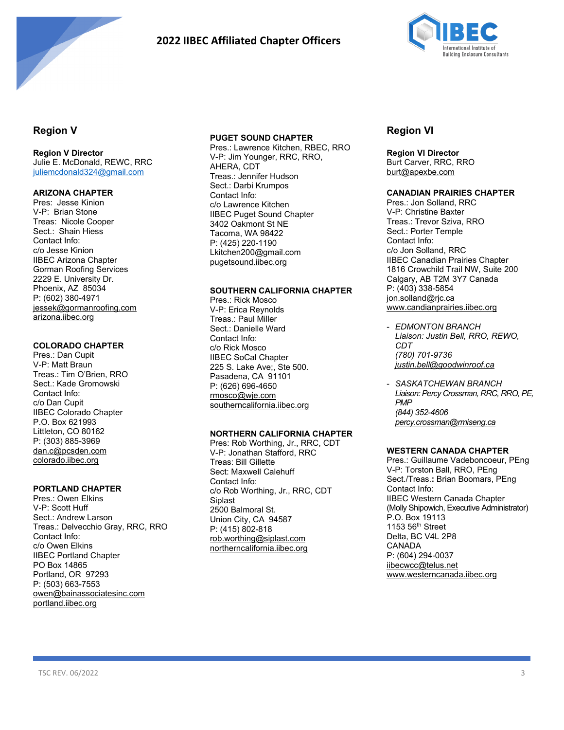# 2022 IIBEC Affiliated Chapter Officers

## Region V

**Region V Director**
Julie E. McDonald, REWC, RRC
juliemcdonald324@gmail.com

**ARIZONA CHAPTER**
Pres: Jesse Kinion
V-P: Brian Stone
Treas: Nicole Cooper
Sect.: Shain Hiess
Contact Info:
c/o Jesse Kinion
IIBEC Arizona Chapter
Gorman Roofing Services
2229 E. University Dr.
Phoenix, AZ 85034
P: (602) 380-4971
jessek@gormanroofing.com
arizona.iibec.org

**COLORADO CHAPTER**
Pres.: Dan Cupit
V-P: Matt Braun
Treas.: Tim O'Brien, RRO
Sect.: Kade Gromowski
Contact Info:
c/o Dan Cupit
IIBEC Colorado Chapter
P.O. Box 621993
Littleton, CO 80162
P: (303) 885-3969
dan.c@pcsden.com
colorado.iibec.org

**PORTLAND CHAPTER**
Pres.: Owen Elkins
V-P: Scott Huff
Sect.: Andrew Larson
Treas.: Delvecchio Gray, RRC, RRO
Contact Info:
c/o Owen Elkins
IIBEC Portland Chapter
PO Box 14865
Portland, OR 97293
P: (503) 663-7553
owen@bainassociatesinc.com
portland.iibec.org

**PUGET SOUND CHAPTER**
Pres.: Lawrence Kitchen, RBEC, RRO
V-P: Jim Younger, RRC, RRO, AHERA, CDT
Treas.: Jennifer Hudson
Sect.: Darbi Krumpos
Contact Info:
c/o Lawrence Kitchen
IIBEC Puget Sound Chapter
3402 Oakmont St NE
Tacoma, WA 98422
P: (425) 220-1190
Lkitchen200@gmail.com
pugetsound.iibec.org

**SOUTHERN CALIFORNIA CHAPTER**
Pres.: Rick Mosco
V-P: Erica Reynolds
Treas.: Paul Miller
Sect.: Danielle Ward
Contact Info:
c/o Rick Mosco
IIBEC SoCal Chapter
225 S. Lake Ave;, Ste 500.
Pasadena, CA 91101
P: (626) 696-4650
rmosco@wje.com
southerncalifornia.iibec.org

**NORTHERN CALIFORNIA CHAPTER**
Pres: Rob Worthing, Jr., RRC, CDT
V-P: Jonathan Stafford, RRC
Treas: Bill Gillette
Sect: Maxwell Calehuff
Contact Info:
c/o Rob Worthing, Jr., RRC, CDT
Siplast
2500 Balmoral St.
Union City, CA 94587
P: (415) 802-818
rob.worthing@siplast.com
northerncalifornia.iibec.org

## Region VI

**Region VI Director**
Burt Carver, RRC, RRO
burt@apexbe.com

**CANADIAN PRAIRIES CHAPTER**
Pres.: Jon Solland, RRC
V-P: Christine Baxter
Treas.: Trevor Sziva, RRO
Sect.: Porter Temple
Contact Info:
c/o Jon Solland, RRC
IIBEC Canadian Prairies Chapter
1816 Crowchild Trail NW, Suite 200
Calgary, AB T2M 3Y7 Canada
P: (403) 338-5854
jon.solland@rjc.ca
www.candianprairies.iibec.org

- *EDMONTON BRANCH*
  *Liaison: Justin Bell, RRO, REWO, CDT*
  *(780) 701-9736*
  *justin.bell@goodwinroof.ca*

- *SASKATCHEWAN BRANCH*
  *Liaison: Percy Crossman, RRC, RRO, PE, PMP*
  *(844) 352-4606*
  *percy.crossman@rmiseng.ca*

**WESTERN CANADA CHAPTER**
Pres.: Guillaume Vadeboncoeur, PEng
V-P: Torston Ball, RRO, PEng
Sect./Treas.**:** Brian Boomars, PEng
Contact Info:
IIBEC Western Canada Chapter
(Molly Shipowich, Executive Administrator)
P.O. Box 19113
1153 56th Street
Delta, BC V4L 2P8
CANADA
P: (604) 294-0037
iibecwcc@telus.net
www.westerncanada.iibec.org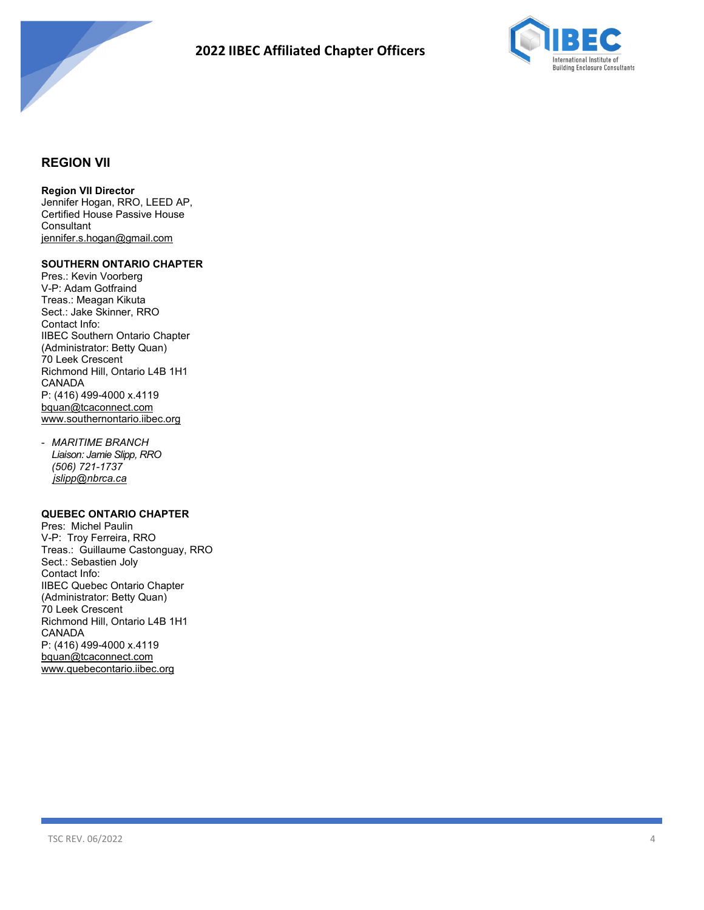# 2022 IIBEC Affiliated Chapter Officers

## REGION VII

**Region VII Director**
Jennifer Hogan, RRO, LEED AP,
Certified House Passive House
Consultant
jennifer.s.hogan@gmail.com

**SOUTHERN ONTARIO CHAPTER**
Pres.: Kevin Voorberg
V-P: Adam Gotfraind
Treas.: Meagan Kikuta
Sect.: Jake Skinner, RRO
Contact Info:
IIBEC Southern Ontario Chapter
(Administrator: Betty Quan)
70 Leek Crescent
Richmond Hill, Ontario L4B 1H1
CANADA
P: (416) 499-4000 x.4119
bquan@tcaconnect.com
www.southernontario.iibec.org

- *MARITIME BRANCH*
  *Liaison: Jamie Slipp, RRO*
  *(506) 721-1737*
  *jslipp@nbrca.ca*

**QUEBEC ONTARIO CHAPTER**
Pres: Michel Paulin
V-P: Troy Ferreira, RRO
Treas.: Guillaume Castonguay, RRO
Sect.: Sebastien Joly
Contact Info:
IIBEC Quebec Ontario Chapter
(Administrator: Betty Quan)
70 Leek Crescent
Richmond Hill, Ontario L4B 1H1
CANADA
P: (416) 499-4000 x.4119
bquan@tcaconnect.com
www.quebecontario.iibec.org

TSC REV. 06/2022